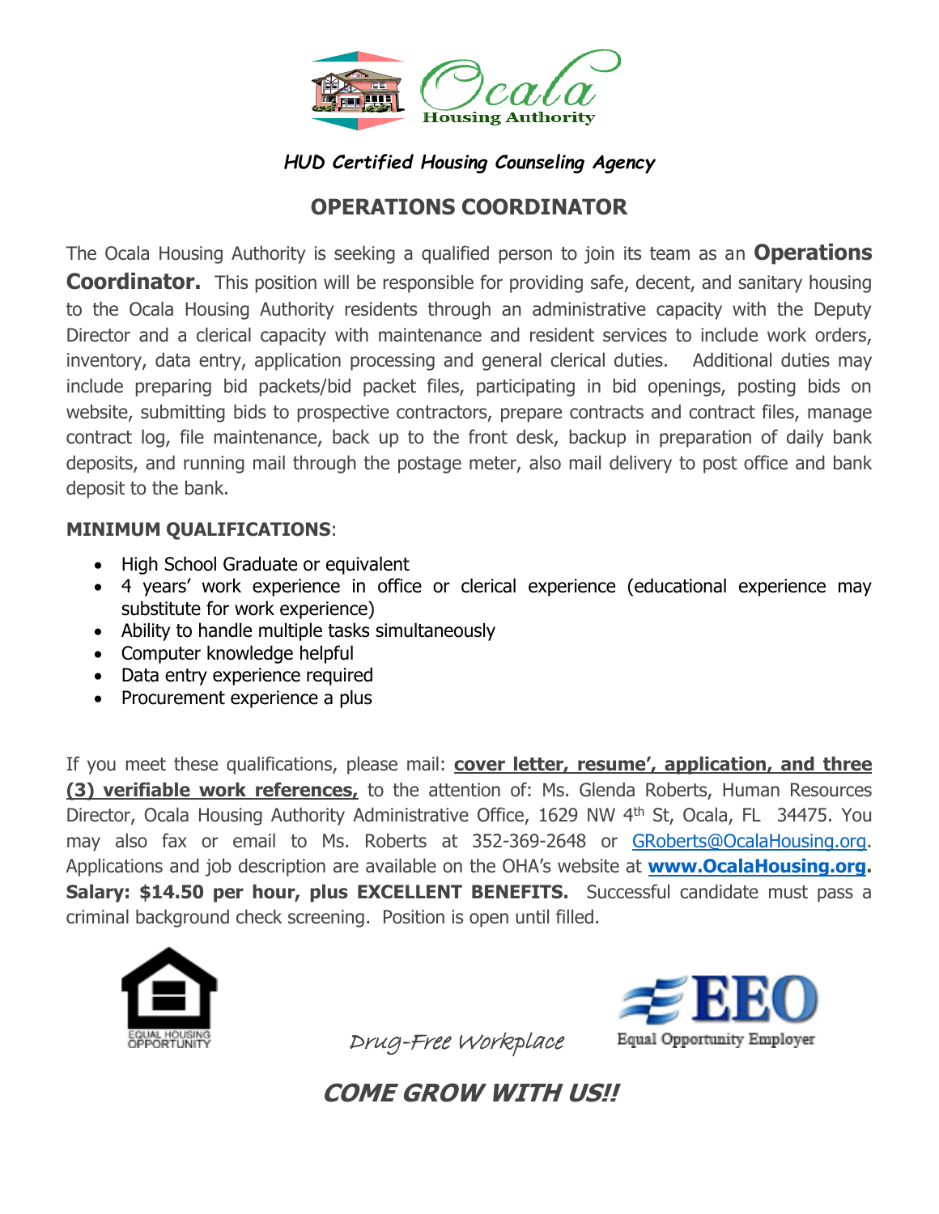Ocala Housing Authority

*HUD Certified Housing Counseling Agency*

# OPERATIONS COORDINATOR

The Ocala Housing Authority is seeking a qualified person to join its team as an **Operations Coordinator.** This position will be responsible for providing safe, decent, and sanitary housing to the Ocala Housing Authority residents through an administrative capacity with the Deputy Director and a clerical capacity with maintenance and resident services to include work orders, inventory, data entry, application processing and general clerical duties. Additional duties may include preparing bid packets/bid packet files, participating in bid openings, posting bids on website, submitting bids to prospective contractors, prepare contracts and contract files, manage contract log, file maintenance, back up to the front desk, backup in preparation of daily bank deposits, and running mail through the postage meter, also mail delivery to post office and bank deposit to the bank.

**MINIMUM QUALIFICATIONS**:

- High School Graduate or equivalent
- 4 years' work experience in office or clerical experience (educational experience may substitute for work experience)
- Ability to handle multiple tasks simultaneously
- Computer knowledge helpful
- Data entry experience required
- Procurement experience a plus

If you meet these qualifications, please mail: **cover letter, resume', application, and three (3) verifiable work references,** to the attention of: Ms. Glenda Roberts, Human Resources Director, Ocala Housing Authority Administrative Office, 1629 NW 4th St, Ocala, FL 34475. You may also fax or email to Ms. Roberts at 352-369-2648 or GRoberts@OcalaHousing.org. Applications and job description are available on the OHA's website at **www.OcalaHousing.org. Salary: $14.50 per hour, plus EXCELLENT BENEFITS.** Successful candidate must pass a criminal background check screening. Position is open until filled.

EQUAL HOUSING OPPORTUNITY

Drug-Free Workplace

EEO Equal Opportunity Employer

***COME GROW WITH US!!***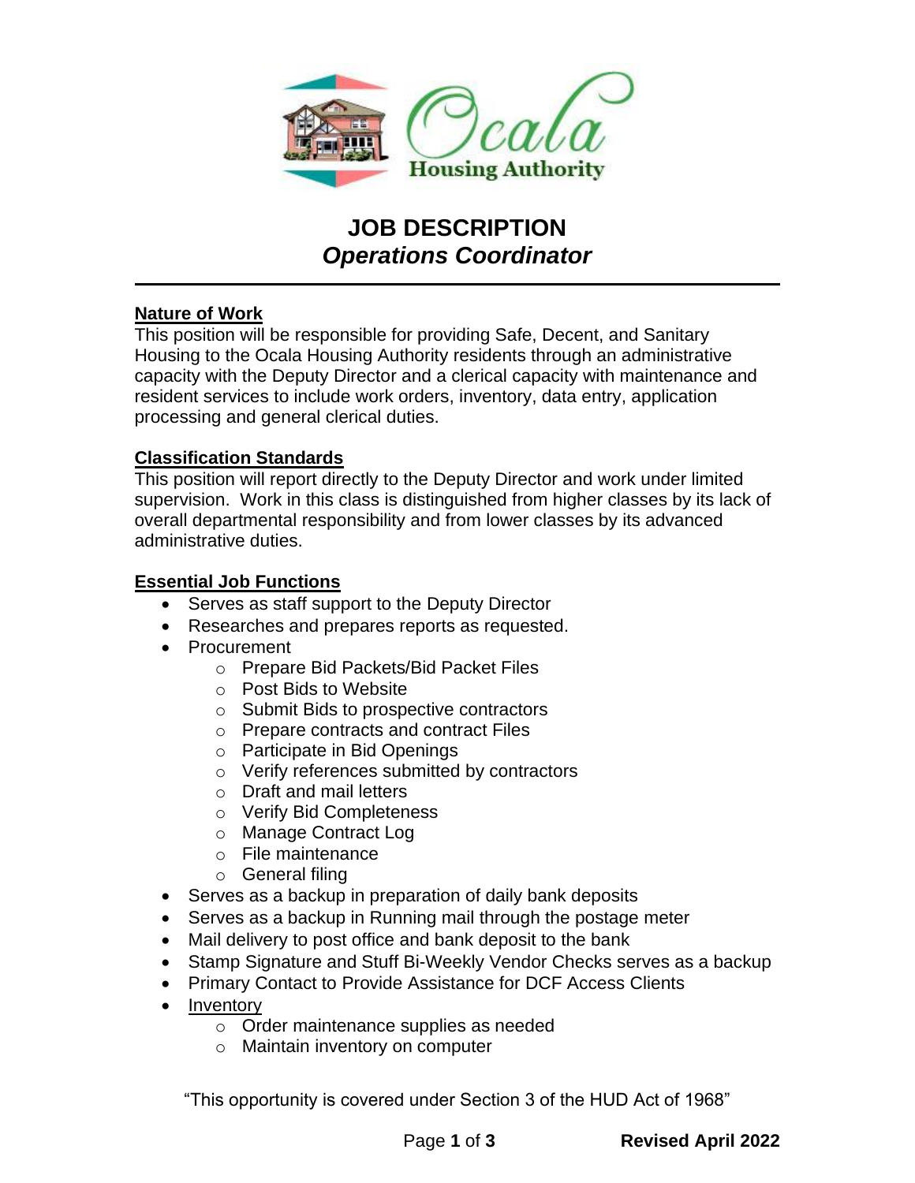# JOB DESCRIPTION

## *Operations Coordinator*

---

**Nature of Work**

This position will be responsible for providing Safe, Decent, and Sanitary Housing to the Ocala Housing Authority residents through an administrative capacity with the Deputy Director and a clerical capacity with maintenance and resident services to include work orders, inventory, data entry, application processing and general clerical duties.

**Classification Standards**

This position will report directly to the Deputy Director and work under limited supervision. Work in this class is distinguished from higher classes by its lack of overall departmental responsibility and from lower classes by its advanced administrative duties.

**Essential Job Functions**

- Serves as staff support to the Deputy Director
- Researches and prepares reports as requested.
- Procurement
  - Prepare Bid Packets/Bid Packet Files
  - Post Bids to Website
  - Submit Bids to prospective contractors
  - Prepare contracts and contract Files
  - Participate in Bid Openings
  - Verify references submitted by contractors
  - Draft and mail letters
  - Verify Bid Completeness
  - Manage Contract Log
  - File maintenance
  - General filing
- Serves as a backup in preparation of daily bank deposits
- Serves as a backup in Running mail through the postage meter
- Mail delivery to post office and bank deposit to the bank
- Stamp Signature and Stuff Bi-Weekly Vendor Checks serves as a backup
- Primary Contact to Provide Assistance for DCF Access Clients
- Inventory
  - Order maintenance supplies as needed
  - Maintain inventory on computer

"This opportunity is covered under Section 3 of the HUD Act of 1968"

**Revised April 2022**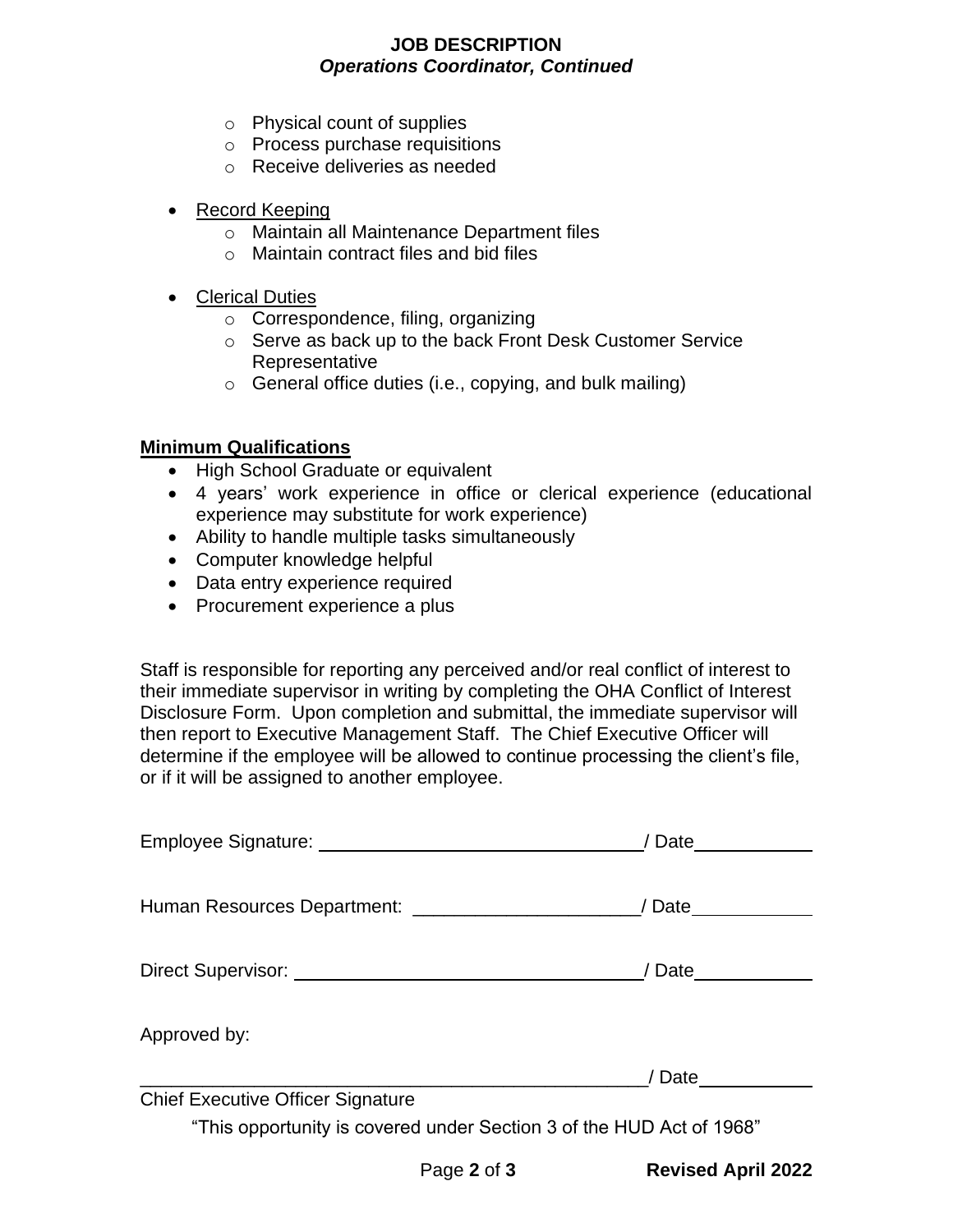- Physical count of supplies
- Process purchase requisitions
- Receive deliveries as needed

- <u>Record Keeping</u>
  - Maintain all Maintenance Department files
  - Maintain contract files and bid files

- <u>Clerical Duties</u>
  - Correspondence, filing, organizing
  - Serve as back up to the back Front Desk Customer Service Representative
  - General office duties (i.e., copying, and bulk mailing)

**<u>Minimum Qualifications</u>**

- High School Graduate or equivalent
- 4 years' work experience in office or clerical experience (educational experience may substitute for work experience)
- Ability to handle multiple tasks simultaneously
- Computer knowledge helpful
- Data entry experience required
- Procurement experience a plus

Staff is responsible for reporting any perceived and/or real conflict of interest to their immediate supervisor in writing by completing the OHA Conflict of Interest Disclosure Form. Upon completion and submittal, the immediate supervisor will then report to Executive Management Staff. The Chief Executive Officer will determine if the employee will be allowed to continue processing the client's file, or if it will be assigned to another employee.

Employee Signature: ________________________________/ Date___________

Human Resources Department: ______________________/ Date___________

Direct Supervisor: ___________________________________/ Date___________

Approved by:

__________________________________________________/ Date___________

Chief Executive Officer Signature

"This opportunity is covered under Section 3 of the HUD Act of 1968"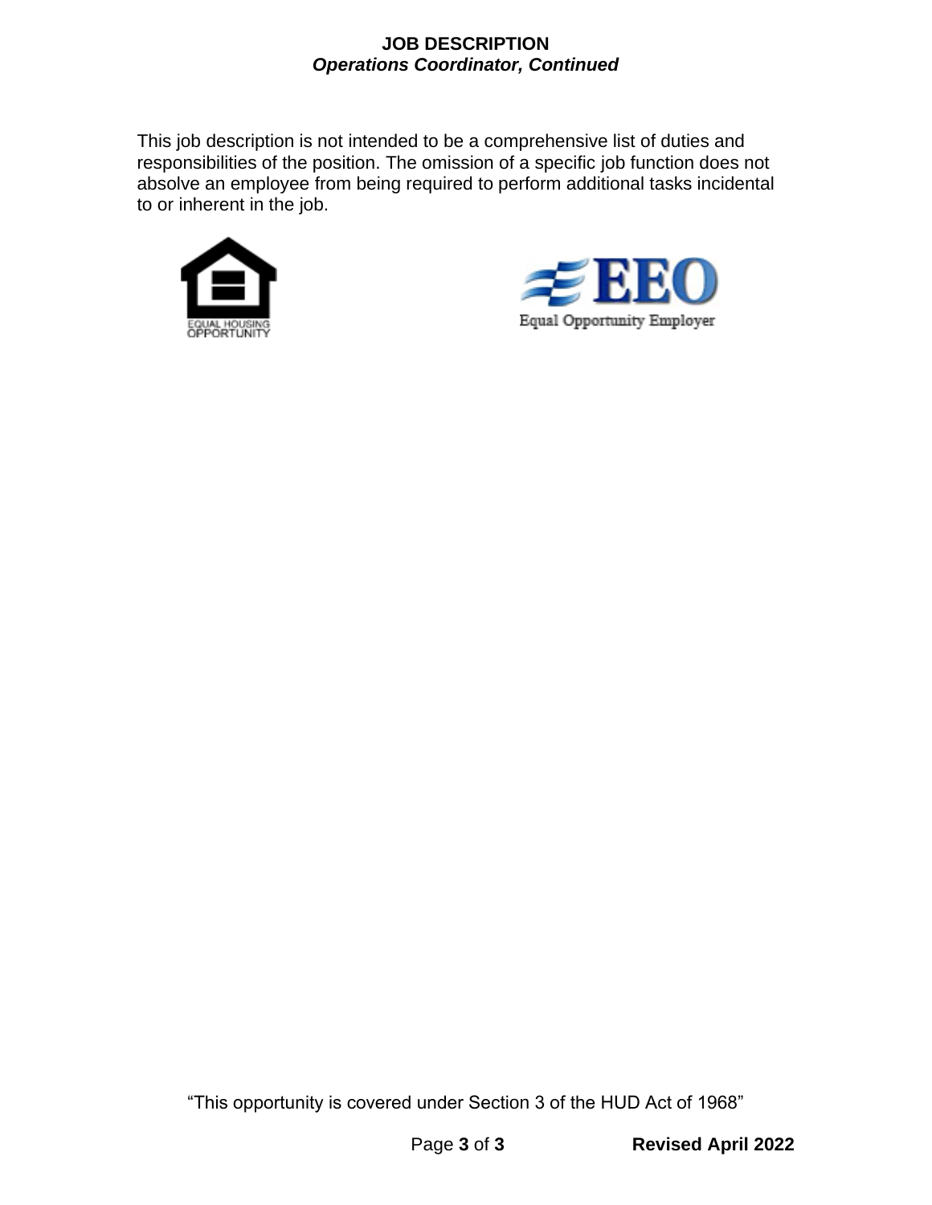This job description is not intended to be a comprehensive list of duties and responsibilities of the position. The omission of a specific job function does not absolve an employee from being required to perform additional tasks incidental to or inherent in the job.

EQUAL HOUSING OPPORTUNITY

EEO
Equal Opportunity Employer

"This opportunity is covered under Section 3 of the HUD Act of 1968"

**Revised April 2022**